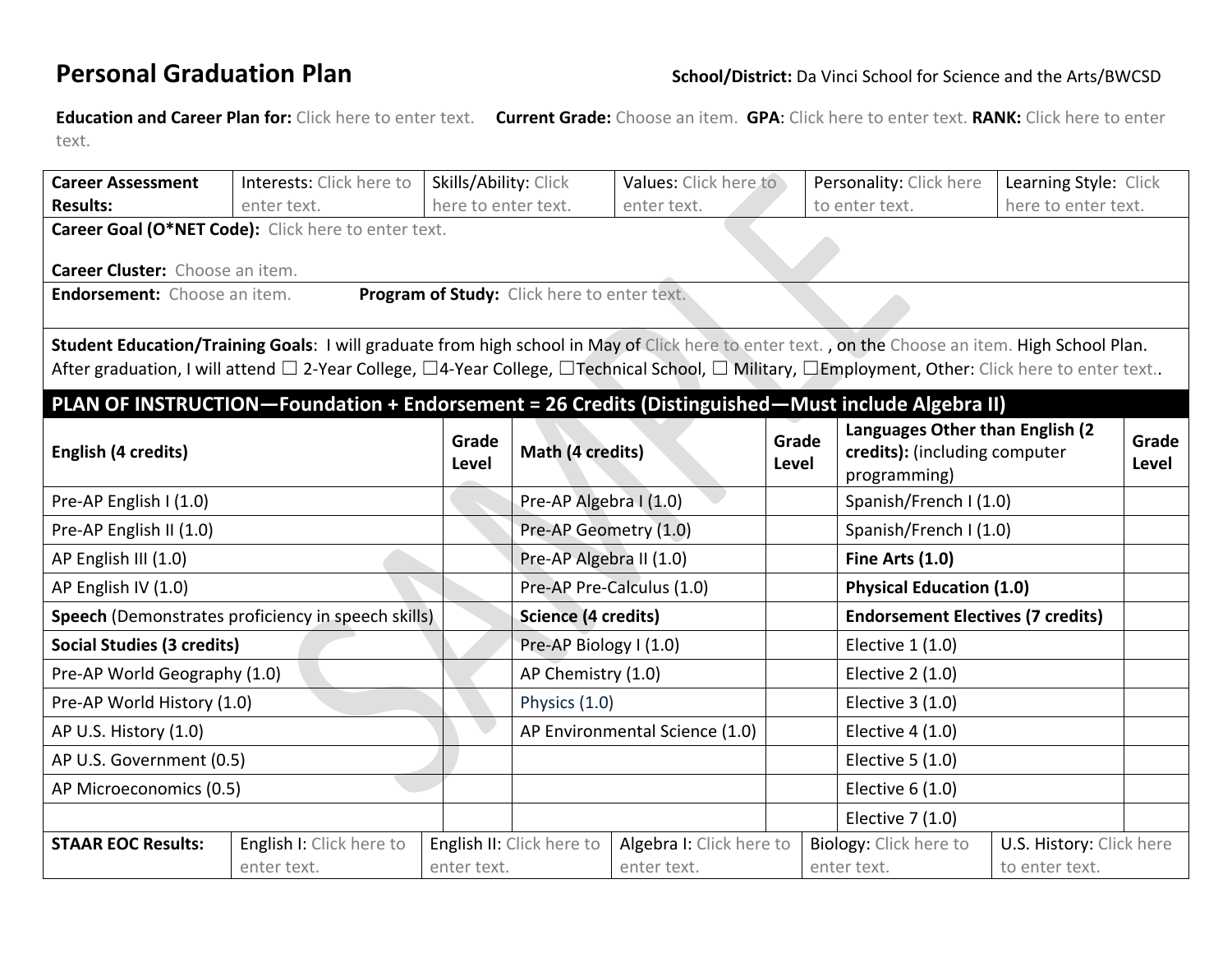# Personal Graduation Plan

**School/District:** Da Vinci School for Science and the Arts/BWCSD

**Education and Career Plan for:** Click here to enter text. **Current Grade:** Choose an item. **GPA**: Click here to enter text. **RANK:** Click here to enter text.

| **Career Assessment Results:** | Interests: Click here to enter text. | Skills/Ability: Click here to enter text. | Values: Click here to enter text. | Personality: Click here to enter text. | Learning Style: Click here to enter text. |
|---|---|---|---|---|---|
| **Career Goal (O*NET Code):** Click here to enter text. **Career Cluster:** Choose an item. | | | | | |
| **Endorsement:** Choose an item. **Program of Study:** Click here to enter text. | | | | | |

**Student Education/Training Goals**: I will graduate from high school in May of Click here to enter text. , on the Choose an item. High School Plan. After graduation, I will attend ☐ 2-Year College, ☐4-Year College, ☐Technical School, ☐ Military, ☐Employment, Other: Click here to enter text..

## PLAN OF INSTRUCTION—Foundation + Endorsement = 26 Credits (Distinguished—Must include Algebra II)

| **English (4 credits)** | **Grade Level** | **Math (4 credits)** | **Grade Level** | **Languages Other than English (2 credits):** (including computer programming) | **Grade Level** |
|---|---|---|---|---|---|
| Pre-AP English I (1.0) | | Pre-AP Algebra I (1.0) | | Spanish/French I (1.0) | |
| Pre-AP English II (1.0) | | Pre-AP Geometry (1.0) | | Spanish/French I (1.0) | |
| AP English III (1.0) | | Pre-AP Algebra II (1.0) | | **Fine Arts (1.0)** | |
| AP English IV (1.0) | | Pre-AP Pre-Calculus (1.0) | | **Physical Education (1.0)** | |
| **Speech** (Demonstrates proficiency in speech skills) | | **Science (4 credits)** | | **Endorsement Electives (7 credits)** | |
| **Social Studies (3 credits)** | | Pre-AP Biology I (1.0) | | Elective 1 (1.0) | |
| Pre-AP World Geography (1.0) | | AP Chemistry (1.0) | | Elective 2 (1.0) | |
| Pre-AP World History (1.0) | | Physics (1.0) | | Elective 3 (1.0) | |
| AP U.S. History (1.0) | | AP Environmental Science (1.0) | | Elective 4 (1.0) | |
| AP U.S. Government (0.5) | | | | Elective 5 (1.0) | |
| AP Microeconomics (0.5) | | | | Elective 6 (1.0) | |
| | | | | Elective 7 (1.0) | |

| **STAAR EOC Results:** | English I: Click here to enter text. | English II: Click here to enter text. | Algebra I: Click here to enter text. | Biology: Click here to enter text. | U.S. History: Click here to enter text. |
|---|---|---|---|---|---|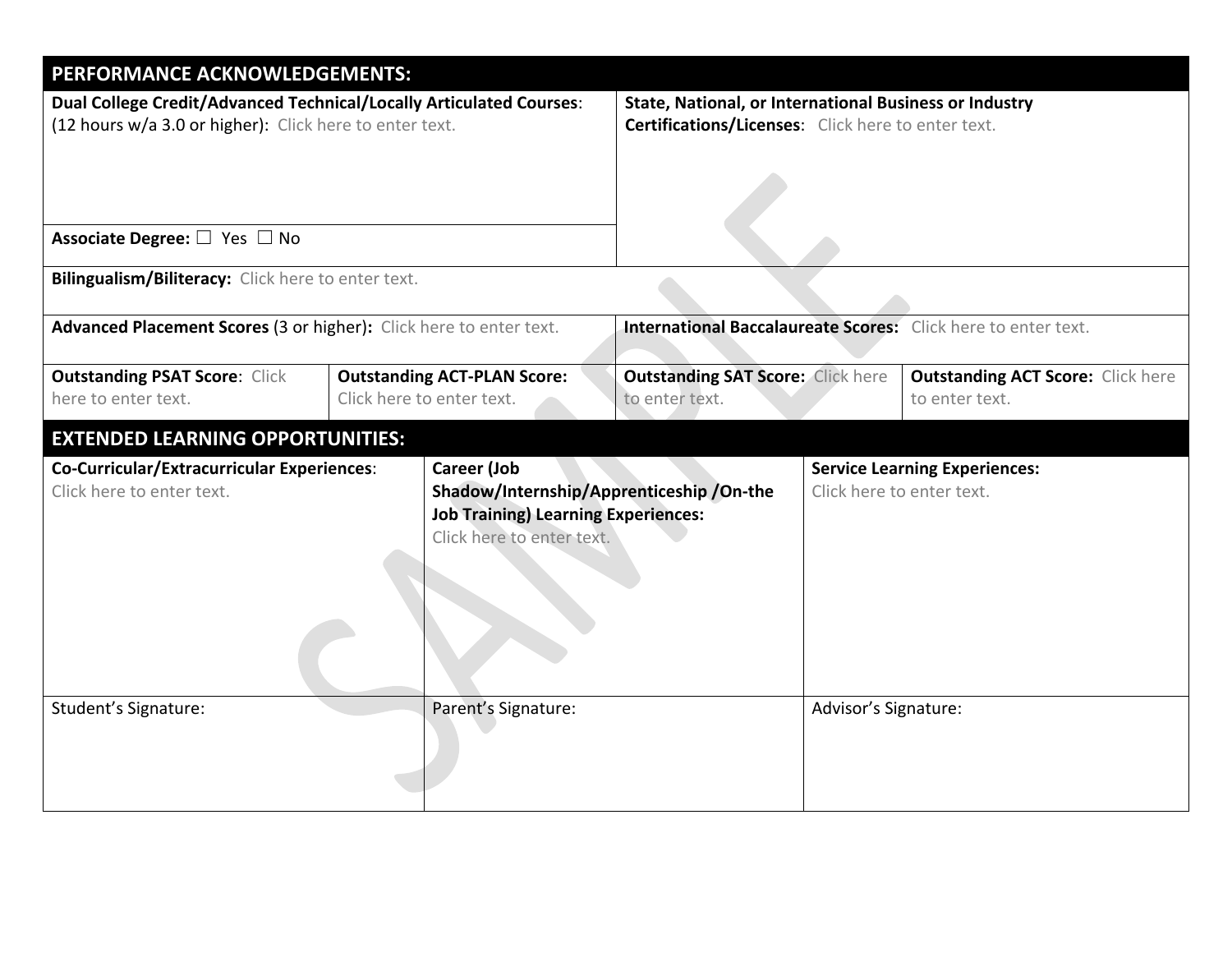## PERFORMANCE ACKNOWLEDGEMENTS:

| | | | |
|---|---|---|---|
| **Dual College Credit/Advanced Technical/Locally Articulated Courses**: (12 hours w/a 3.0 or higher): Click here to enter text. | | **State, National, or International Business or Industry Certifications/Licenses**: Click here to enter text. | |
| **Associate Degree:** ☐ Yes ☐ No | | | |
| **Bilingualism/Biliteracy:** Click here to enter text. | | | |
| **Advanced Placement Scores** (3 or higher)**:** Click here to enter text. | | **International Baccalaureate Scores:** Click here to enter text. | |
| **Outstanding PSAT Score**: Click here to enter text. | **Outstanding ACT-PLAN Score:** Click here to enter text. | **Outstanding SAT Score:** Click here to enter text. | **Outstanding ACT Score:** Click here to enter text. |

## EXTENDED LEARNING OPPORTUNITIES:

| | | |
|---|---|---|
| **Co-Curricular/Extracurricular Experiences**: Click here to enter text. | **Career (Job Shadow/Internship/Apprenticeship /On-the Job Training) Learning Experiences:** Click here to enter text. | **Service Learning Experiences:** Click here to enter text. |
| Student's Signature: | Parent's Signature: | Advisor's Signature: |

SAMPLE